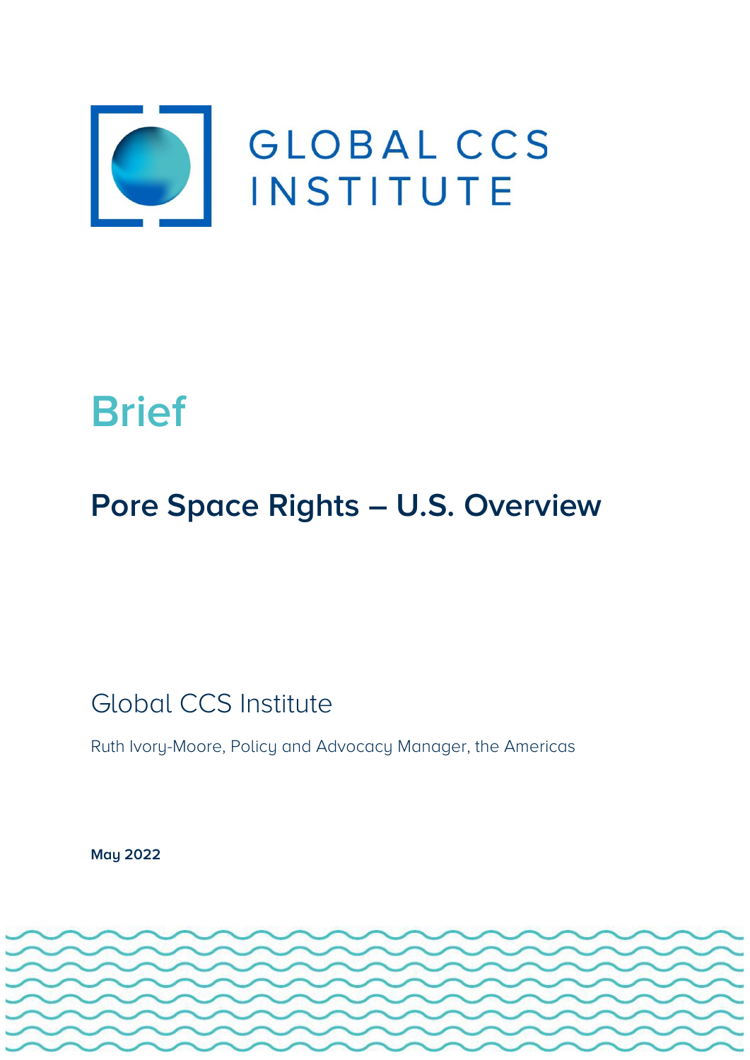GLOBAL CCS INSTITUTE

# Brief

## Pore Space Rights – U.S. Overview

Global CCS Institute

Ruth Ivory-Moore, Policy and Advocacy Manager, the Americas

**May 2022**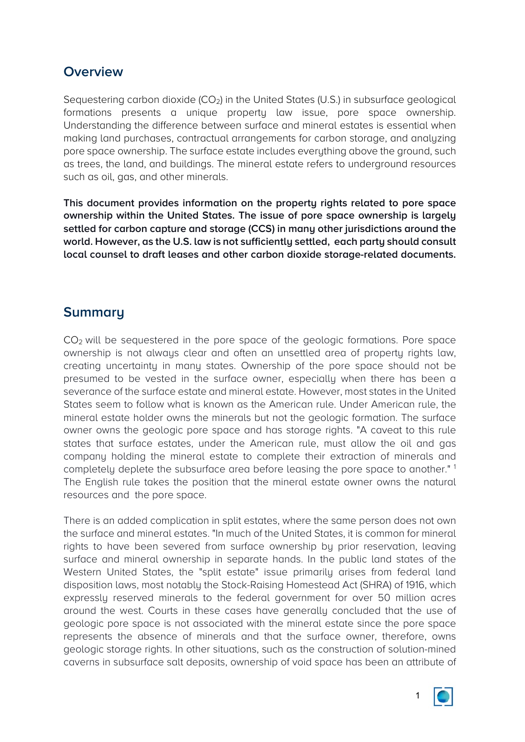## Overview

Sequestering carbon dioxide ($CO_2$) in the United States (U.S.) in subsurface geological formations presents a unique property law issue, pore space ownership. Understanding the difference between surface and mineral estates is essential when making land purchases, contractual arrangements for carbon storage, and analyzing pore space ownership. The surface estate includes everything above the ground, such as trees, the land, and buildings. The mineral estate refers to underground resources such as oil, gas, and other minerals.

**This document provides information on the property rights related to pore space ownership within the United States. The issue of pore space ownership is largely settled for carbon capture and storage (CCS) in many other jurisdictions around the world. However, as the U.S. law is not sufficiently settled, each party should consult local counsel to draft leases and other carbon dioxide storage-related documents.**

## Summary

$CO_2$ will be sequestered in the pore space of the geologic formations. Pore space ownership is not always clear and often an unsettled area of property rights law, creating uncertainty in many states. Ownership of the pore space should not be presumed to be vested in the surface owner, especially when there has been a severance of the surface estate and mineral estate. However, most states in the United States seem to follow what is known as the American rule. Under American rule, the mineral estate holder owns the minerals but not the geologic formation. The surface owner owns the geologic pore space and has storage rights. "A caveat to this rule states that surface estates, under the American rule, must allow the oil and gas company holding the mineral estate to complete their extraction of minerals and completely deplete the subsurface area before leasing the pore space to another." [1] The English rule takes the position that the mineral estate owner owns the natural resources and the pore space.

There is an added complication in split estates, where the same person does not own the surface and mineral estates. "In much of the United States, it is common for mineral rights to have been severed from surface ownership by prior reservation, leaving surface and mineral ownership in separate hands. In the public land states of the Western United States, the "split estate" issue primarily arises from federal land disposition laws, most notably the Stock-Raising Homestead Act (SHRA) of 1916, which expressly reserved minerals to the federal government for over 50 million acres around the west. Courts in these cases have generally concluded that the use of geologic pore space is not associated with the mineral estate since the pore space represents the absence of minerals and that the surface owner, therefore, owns geologic storage rights. In other situations, such as the construction of solution-mined caverns in subsurface salt deposits, ownership of void space has been an attribute of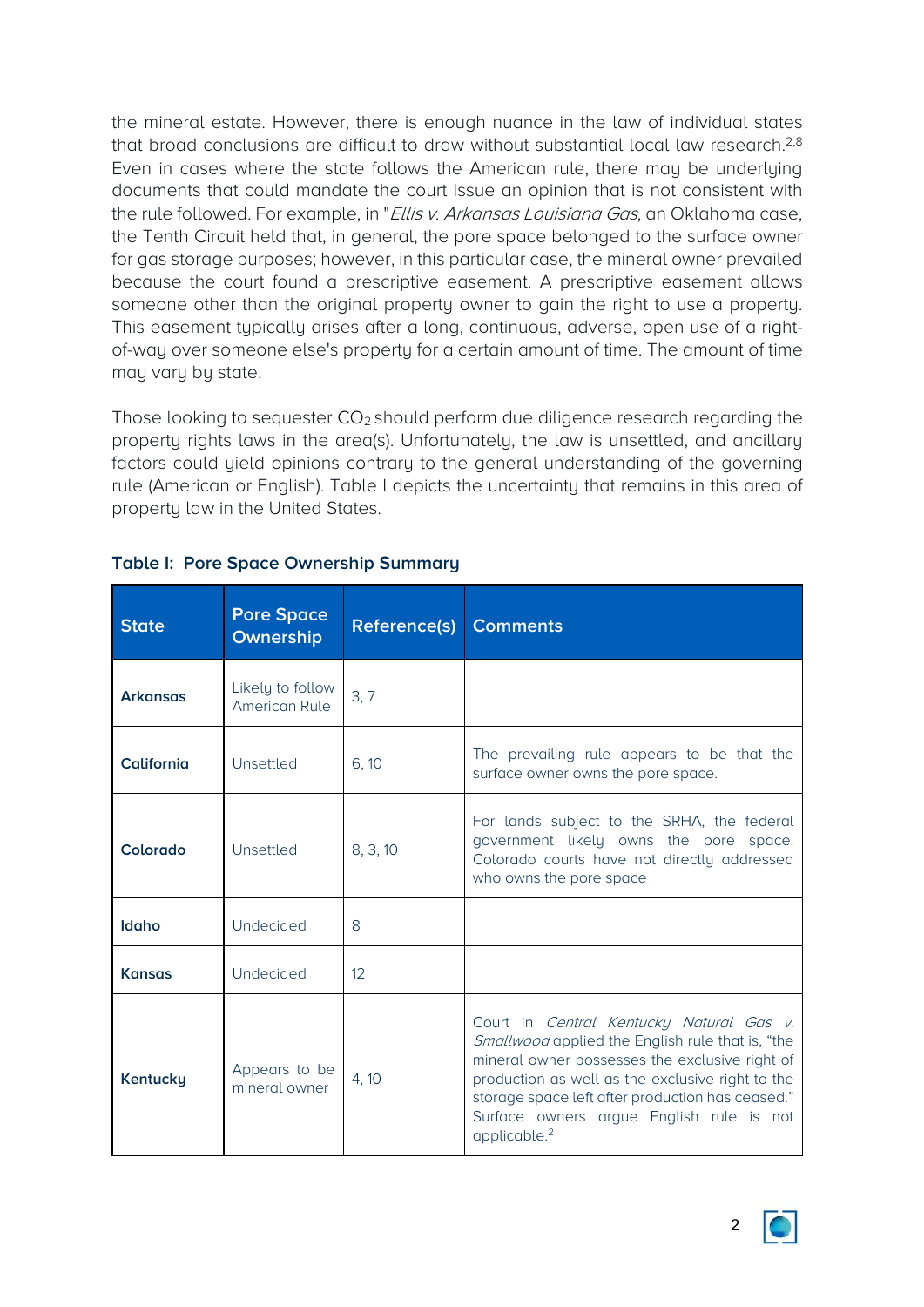the mineral estate. However, there is enough nuance in the law of individual states that broad conclusions are difficult to draw without substantial local law research.[2,8] Even in cases where the state follows the American rule, there may be underlying documents that could mandate the court issue an opinion that is not consistent with the rule followed. For example, in "*Ellis v. Arkansas Louisiana Gas*, an Oklahoma case, the Tenth Circuit held that, in general, the pore space belonged to the surface owner for gas storage purposes; however, in this particular case, the mineral owner prevailed because the court found a prescriptive easement. A prescriptive easement allows someone other than the original property owner to gain the right to use a property. This easement typically arises after a long, continuous, adverse, open use of a right-of-way over someone else's property for a certain amount of time. The amount of time may vary by state.

Those looking to sequester $CO_2$ should perform due diligence research regarding the property rights laws in the area(s). Unfortunately, the law is unsettled, and ancillary factors could yield opinions contrary to the general understanding of the governing rule (American or English). Table I depicts the uncertainty that remains in this area of property law in the United States.

**Table I: Pore Space Ownership Summary**

| State | Pore Space Ownership | Reference(s) | Comments |
|---|---|---|---|
| **Arkansas** | Likely to follow American Rule | 3, 7 | |
| **California** | Unsettled | 6, 10 | The prevailing rule appears to be that the surface owner owns the pore space. |
| **Colorado** | Unsettled | 8, 3, 10 | For lands subject to the SRHA, the federal government likely owns the pore space. Colorado courts have not directly addressed who owns the pore space |
| **Idaho** | Undecided | 8 | |
| **Kansas** | Undecided | 12 | |
| **Kentucky** | Appears to be mineral owner | 4, 10 | Court in *Central Kentucky Natural Gas v. Smallwood* applied the English rule that is, "the mineral owner possesses the exclusive right of production as well as the exclusive right to the storage space left after production has ceased." Surface owners argue English rule is not applicable.[2] |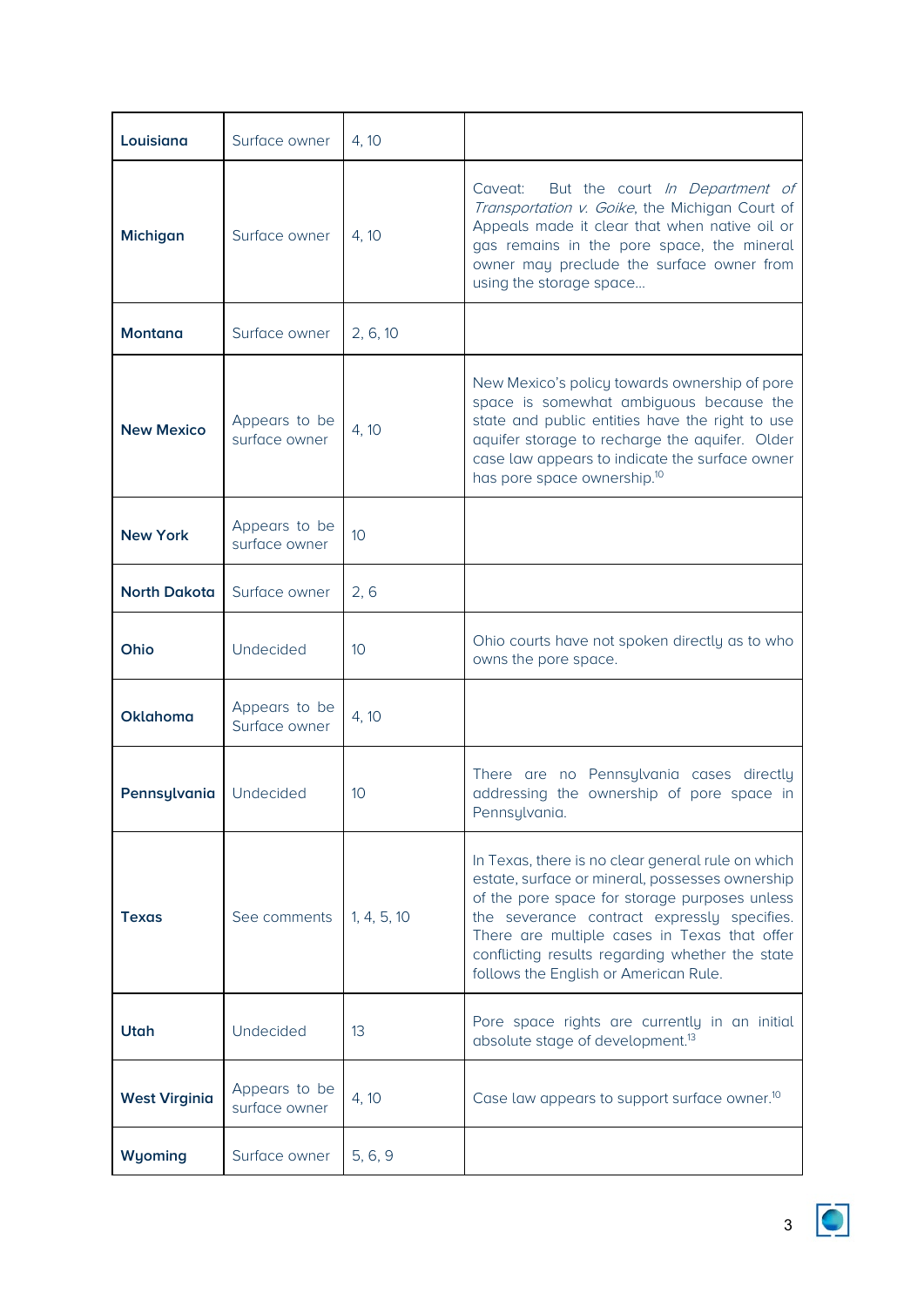| | | | |
|---|---|---|---|
| **Louisiana** | Surface owner | 4, 10 | |
| **Michigan** | Surface owner | 4, 10 | Caveat: But the court *In Department of Transportation v. Goike*, the Michigan Court of Appeals made it clear that when native oil or gas remains in the pore space, the mineral owner may preclude the surface owner from using the storage space… |
| **Montana** | Surface owner | 2, 6, 10 | |
| **New Mexico** | Appears to be surface owner | 4, 10 | New Mexico's policy towards ownership of pore space is somewhat ambiguous because the state and public entities have the right to use aquifer storage to recharge the aquifer. Older case law appears to indicate the surface owner has pore space ownership.[10] |
| **New York** | Appears to be surface owner | 10 | |
| **North Dakota** | Surface owner | 2, 6 | |
| **Ohio** | Undecided | 10 | Ohio courts have not spoken directly as to who owns the pore space. |
| **Oklahoma** | Appears to be Surface owner | 4, 10 | |
| **Pennsylvania** | Undecided | 10 | There are no Pennsylvania cases directly addressing the ownership of pore space in Pennsylvania. |
| **Texas** | See comments | 1, 4, 5, 10 | In Texas, there is no clear general rule on which estate, surface or mineral, possesses ownership of the pore space for storage purposes unless the severance contract expressly specifies. There are multiple cases in Texas that offer conflicting results regarding whether the state follows the English or American Rule. |
| **Utah** | Undecided | 13 | Pore space rights are currently in an initial absolute stage of development.[13] |
| **West Virginia** | Appears to be surface owner | 4, 10 | Case law appears to support surface owner.[10] |
| **Wyoming** | Surface owner | 5, 6, 9 | |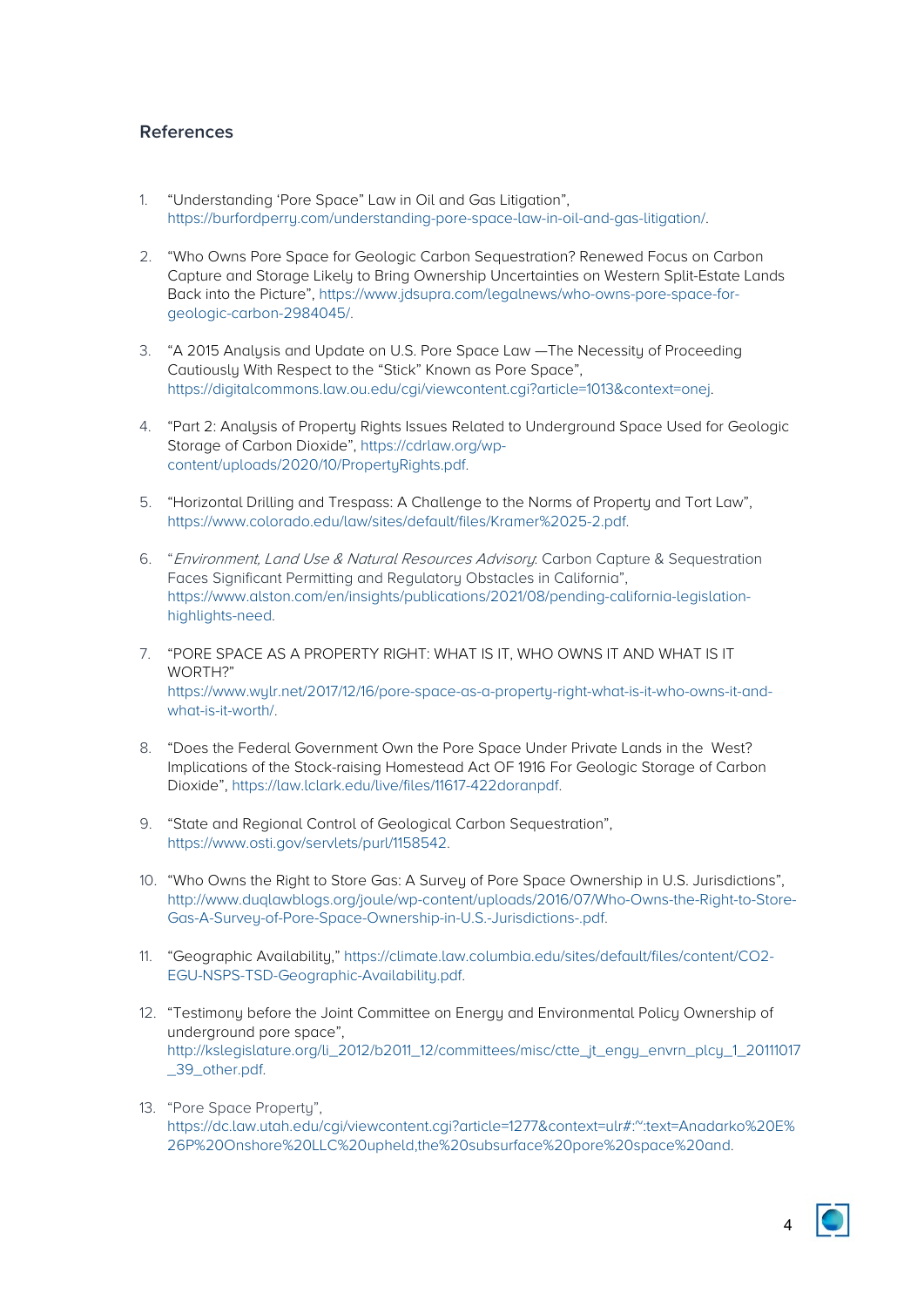## References

1. "Understanding 'Pore Space" Law in Oil and Gas Litigation", https://burfordperry.com/understanding-pore-space-law-in-oil-and-gas-litigation/.

2. "Who Owns Pore Space for Geologic Carbon Sequestration? Renewed Focus on Carbon Capture and Storage Likely to Bring Ownership Uncertainties on Western Split-Estate Lands Back into the Picture", https://www.jdsupra.com/legalnews/who-owns-pore-space-for-geologic-carbon-2984045/.

3. "A 2015 Analysis and Update on U.S. Pore Space Law —The Necessity of Proceeding Cautiously With Respect to the "Stick" Known as Pore Space", https://digitalcommons.law.ou.edu/cgi/viewcontent.cgi?article=1013&context=onej.

4. "Part 2: Analysis of Property Rights Issues Related to Underground Space Used for Geologic Storage of Carbon Dioxide", https://cdrlaw.org/wp-content/uploads/2020/10/PropertyRights.pdf.

5. "Horizontal Drilling and Trespass: A Challenge to the Norms of Property and Tort Law", https://www.colorado.edu/law/sites/default/files/Kramer%2025-2.pdf.

6. "*Environment, Land Use & Natural Resources Advisory*: Carbon Capture & Sequestration Faces Significant Permitting and Regulatory Obstacles in California", https://www.alston.com/en/insights/publications/2021/08/pending-california-legislation-highlights-need.

7. "PORE SPACE AS A PROPERTY RIGHT: WHAT IS IT, WHO OWNS IT AND WHAT IS IT WORTH?" https://www.wylr.net/2017/12/16/pore-space-as-a-property-right-what-is-it-who-owns-it-and-what-is-it-worth/.

8. "Does the Federal Government Own the Pore Space Under Private Lands in the West? Implications of the Stock-raising Homestead Act OF 1916 For Geologic Storage of Carbon Dioxide", https://law.lclark.edu/live/files/11617-422doranpdf.

9. "State and Regional Control of Geological Carbon Sequestration", https://www.osti.gov/servlets/purl/1158542.

10. "Who Owns the Right to Store Gas: A Survey of Pore Space Ownership in U.S. Jurisdictions", http://www.duqlawblogs.org/joule/wp-content/uploads/2016/07/Who-Owns-the-Right-to-Store-Gas-A-Survey-of-Pore-Space-Ownership-in-U.S.-Jurisdictions-.pdf.

11. "Geographic Availability," https://climate.law.columbia.edu/sites/default/files/content/CO2-EGU-NSPS-TSD-Geographic-Availability.pdf.

12. "Testimony before the Joint Committee on Energy and Environmental Policy Ownership of underground pore space", http://kslegislature.org/li_2012/b2011_12/committees/misc/ctte_jt_engy_envrn_plcy_1_20111017_39_other.pdf.

13. "Pore Space Property", https://dc.law.utah.edu/cgi/viewcontent.cgi?article=1277&context=ulr#:~:text=Anadarko%20E%26P%20Onshore%20LLC%20upheld,the%20subsurface%20pore%20space%20and.